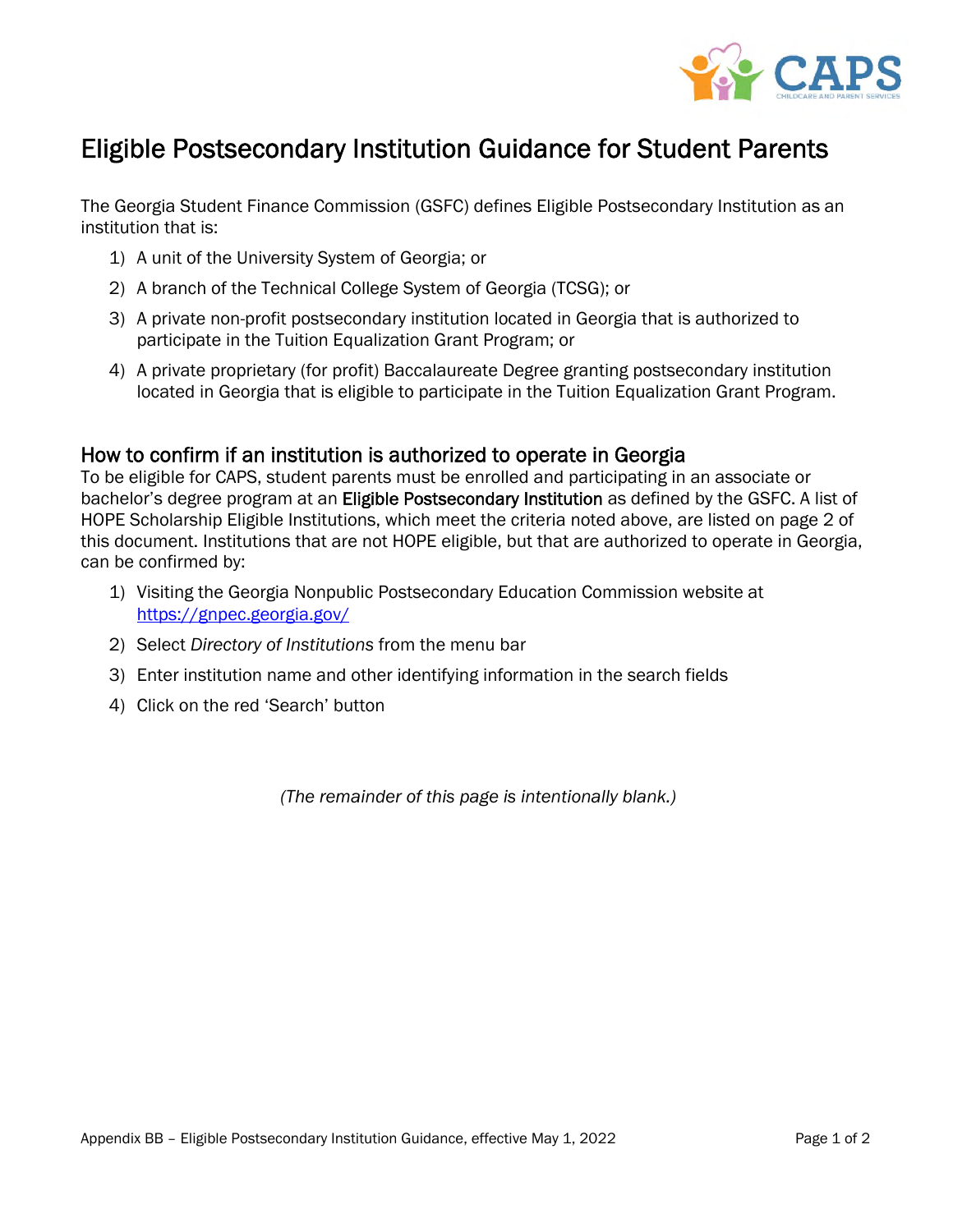# Eligible Postsecondary Institution Guidance for Student Parents

The Georgia Student Finance Commission (GSFC) defines Eligible Postsecondary Institution as an institution that is:

1) A unit of the University System of Georgia; or
2) A branch of the Technical College System of Georgia (TCSG); or
3) A private non-profit postsecondary institution located in Georgia that is authorized to participate in the Tuition Equalization Grant Program; or
4) A private proprietary (for profit) Baccalaureate Degree granting postsecondary institution located in Georgia that is eligible to participate in the Tuition Equalization Grant Program.

## How to confirm if an institution is authorized to operate in Georgia

To be eligible for CAPS, student parents must be enrolled and participating in an associate or bachelor's degree program at an **Eligible Postsecondary Institution** as defined by the GSFC. A list of HOPE Scholarship Eligible Institutions, which meet the criteria noted above, are listed on page 2 of this document. Institutions that are not HOPE eligible, but that are authorized to operate in Georgia, can be confirmed by:

1) Visiting the Georgia Nonpublic Postsecondary Education Commission website at https://gnpec.georgia.gov/
2) Select *Directory of Institutions* from the menu bar
3) Enter institution name and other identifying information in the search fields
4) Click on the red 'Search' button

*(The remainder of this page is intentionally blank.)*

Appendix BB – Eligible Postsecondary Institution Guidance, effective May 1, 2022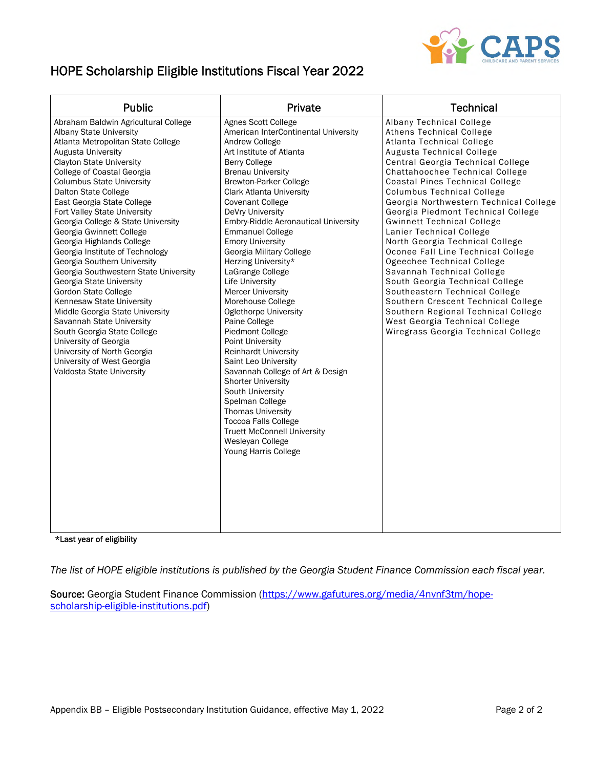# HOPE Scholarship Eligible Institutions Fiscal Year 2022

| Public | Private | Technical |
|---|---|---|
| Abraham Baldwin Agricultural College | Agnes Scott College | Albany Technical College |
| Albany State University | American InterContinental University | Athens Technical College |
| Atlanta Metropolitan State College | Andrew College | Atlanta Technical College |
| Augusta University | Art Institute of Atlanta | Augusta Technical College |
| Clayton State University | Berry College | Central Georgia Technical College |
| College of Coastal Georgia | Brenau University | Chattahoochee Technical College |
| Columbus State University | Brewton-Parker College | Coastal Pines Technical College |
| Dalton State College | Clark Atlanta University | Columbus Technical College |
| East Georgia State College | Covenant College | Georgia Northwestern Technical College |
| Fort Valley State University | DeVry University | Georgia Piedmont Technical College |
| Georgia College & State University | Embry-Riddle Aeronautical University | Gwinnett Technical College |
| Georgia Gwinnett College | Emmanuel College | Lanier Technical College |
| Georgia Highlands College | Emory University | North Georgia Technical College |
| Georgia Institute of Technology | Georgia Military College | Oconee Fall Line Technical College |
| Georgia Southern University | Herzing University* | Ogeechee Technical College |
| Georgia Southwestern State University | LaGrange College | Savannah Technical College |
| Georgia State University | Life University | South Georgia Technical College |
| Gordon State College | Mercer University | Southeastern Technical College |
| Kennesaw State University | Morehouse College | Southern Crescent Technical College |
| Middle Georgia State University | Oglethorpe University | Southern Regional Technical College |
| Savannah State University | Paine College | West Georgia Technical College |
| South Georgia State College | Piedmont College | Wiregrass Georgia Technical College |
| University of Georgia | Point University | |
| University of North Georgia | Reinhardt University | |
| University of West Georgia | Saint Leo University | |
| Valdosta State University | Savannah College of Art & Design | |
| | Shorter University | |
| | South University | |
| | Spelman College | |
| | Thomas University | |
| | Toccoa Falls College | |
| | Truett McConnell University | |
| | Wesleyan College | |
| | Young Harris College | |

***Last year of eligibility**

*The list of HOPE eligible institutions is published by the Georgia Student Finance Commission each fiscal year.*

**Source:** Georgia Student Finance Commission (https://www.gafutures.org/media/4nvnf3tm/hope-scholarship-eligible-institutions.pdf)

Appendix BB – Eligible Postsecondary Institution Guidance, effective May 1, 2022